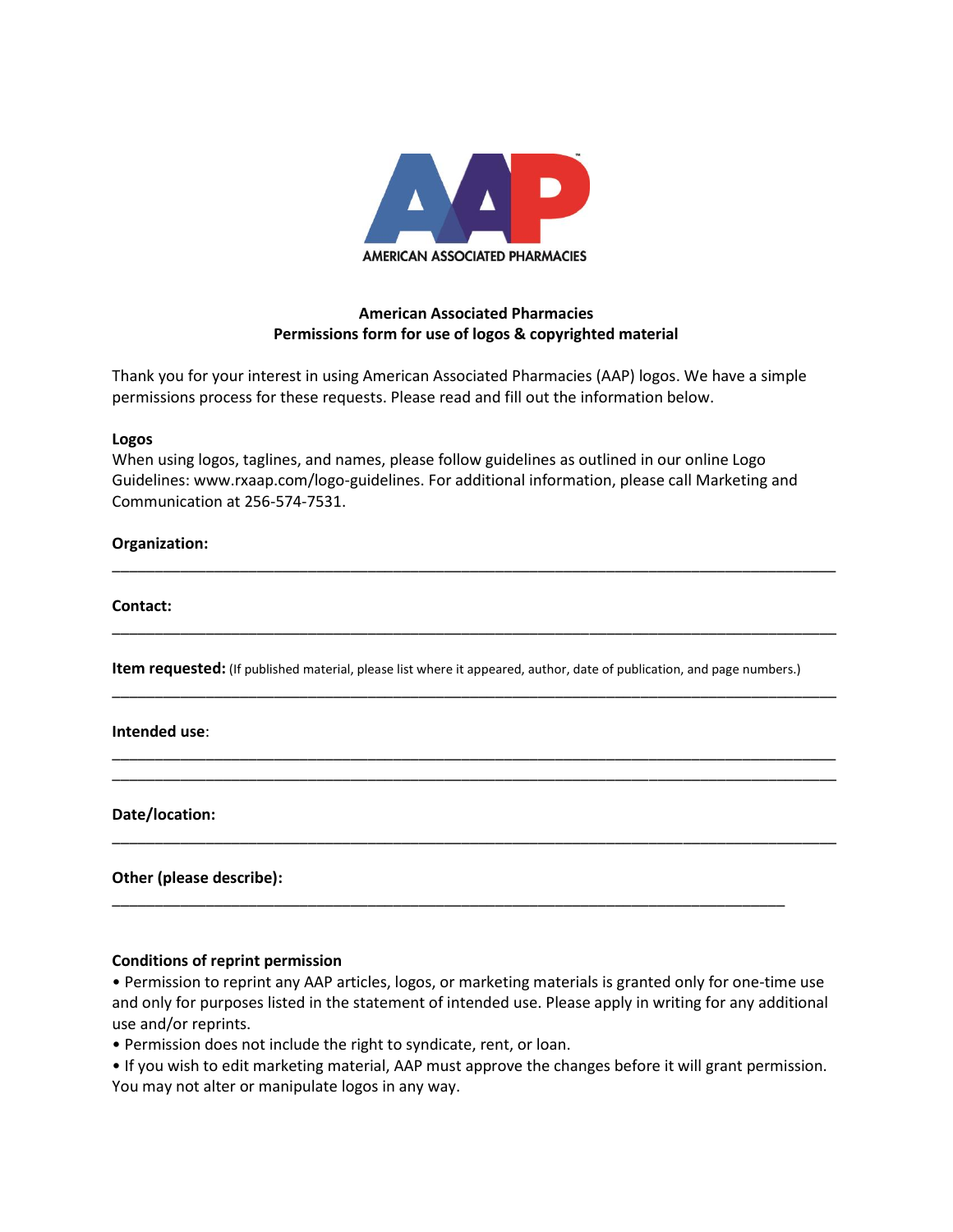AMERICAN ASSOCIATED PHARMACIES

## American Associated Pharmacies
## Permissions form for use of logos & copyrighted material

Thank you for your interest in using American Associated Pharmacies (AAP) logos. We have a simple permissions process for these requests. Please read and fill out the information below.

**Logos**
When using logos, taglines, and names, please follow guidelines as outlined in our online Logo Guidelines: www.rxaap.com/logo-guidelines. For additional information, please call Marketing and Communication at 256-574-7531.

**Organization:**

______________________________________________________________________________

**Contact:**

______________________________________________________________________________

**Item requested:** (If published material, please list where it appeared, author, date of publication, and page numbers.)

______________________________________________________________________________

**Intended use**:

______________________________________________________________________________
______________________________________________________________________________

**Date/location:**

______________________________________________________________________________

**Other (please describe):**

___________________________________________________________________________

**Conditions of reprint permission**

- Permission to reprint any AAP articles, logos, or marketing materials is granted only for one-time use and only for purposes listed in the statement of intended use. Please apply in writing for any additional use and/or reprints.
- Permission does not include the right to syndicate, rent, or loan.
- If you wish to edit marketing material, AAP must approve the changes before it will grant permission. You may not alter or manipulate logos in any way.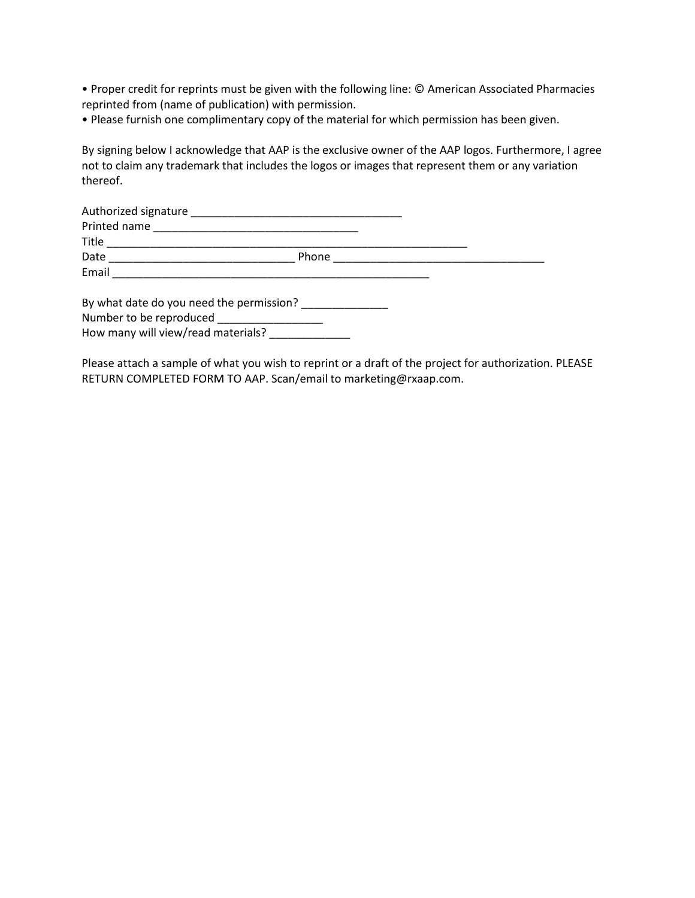- Proper credit for reprints must be given with the following line: © American Associated Pharmacies reprinted from (name of publication) with permission.
- Please furnish one complimentary copy of the material for which permission has been given.

By signing below I acknowledge that AAP is the exclusive owner of the AAP logos. Furthermore, I agree not to claim any trademark that includes the logos or images that represent them or any variation thereof.

Authorized signature ___________________________________
Printed name __________________________________
Title ____________________________________________________________
Date _______________________________ Phone ____________________________________
Email ______________________________________________________

By what date do you need the permission? ______________
Number to be reproduced _________________
How many will view/read materials? _____________

Please attach a sample of what you wish to reprint or a draft of the project for authorization. PLEASE RETURN COMPLETED FORM TO AAP. Scan/email to marketing@rxaap.com.